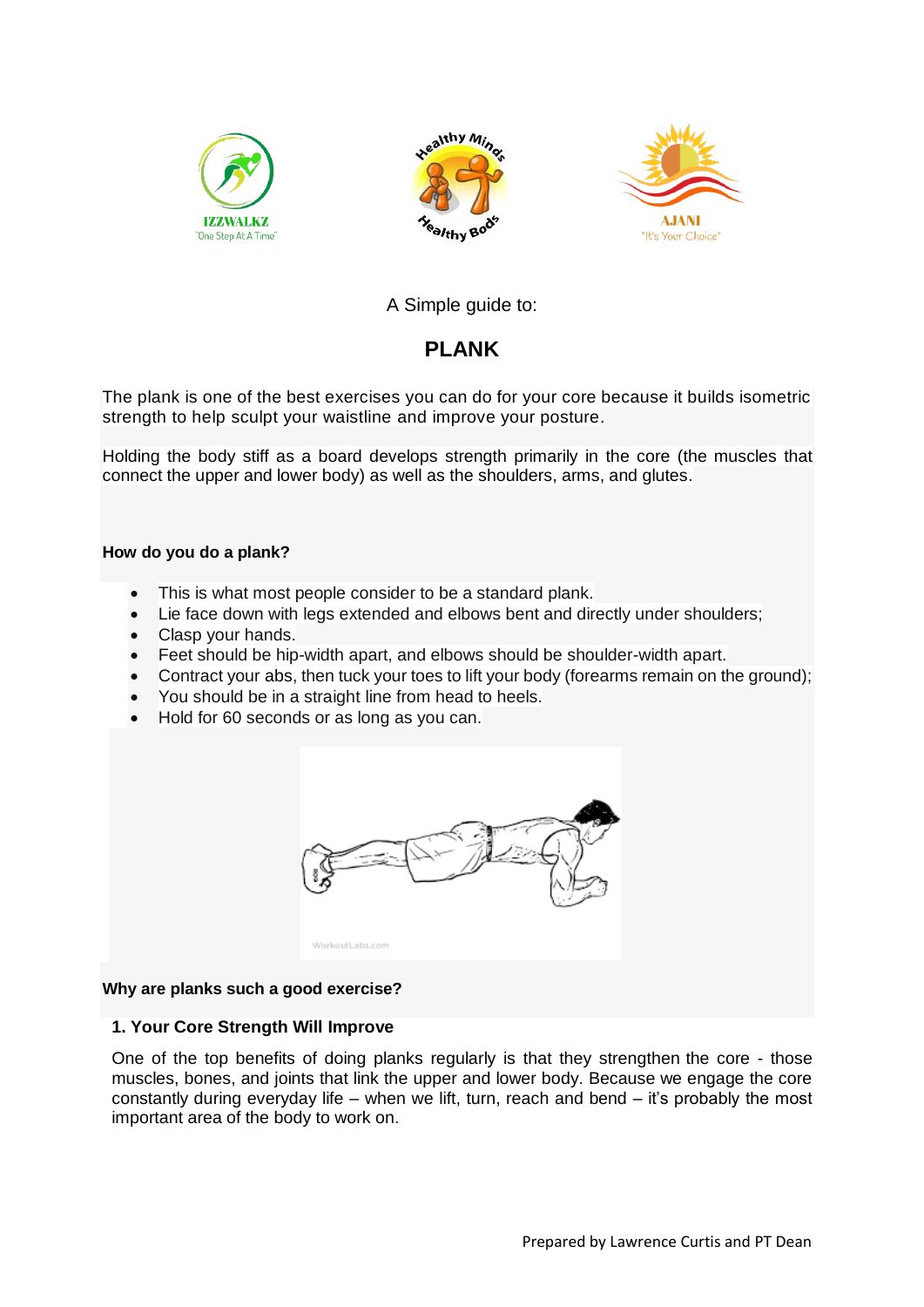IZZWALKZ
"One Step At A Time"

Healthy Minds Healthy Bods

AJANI
"It's Your Choice"

A Simple guide to:

# PLANK

The plank is one of the best exercises you can do for your core because it builds isometric strength to help sculpt your waistline and improve your posture.

Holding the body stiff as a board develops strength primarily in the core (the muscles that connect the upper and lower body) as well as the shoulders, arms, and glutes.

**How do you do a plank?**

- This is what most people consider to be a standard plank.
- Lie face down with legs extended and elbows bent and directly under shoulders;
- Clasp your hands.
- Feet should be hip-width apart, and elbows should be shoulder-width apart.
- Contract your abs, then tuck your toes to lift your body (forearms remain on the ground);
- You should be in a straight line from head to heels.
- Hold for 60 seconds or as long as you can.

WorkoutLabs.com

**Why are planks such a good exercise?**

**1. Your Core Strength Will Improve**

One of the top benefits of doing planks regularly is that they strengthen the core - those muscles, bones, and joints that link the upper and lower body. Because we engage the core constantly during everyday life – when we lift, turn, reach and bend – it's probably the most important area of the body to work on.

Prepared by Lawrence Curtis and PT Dean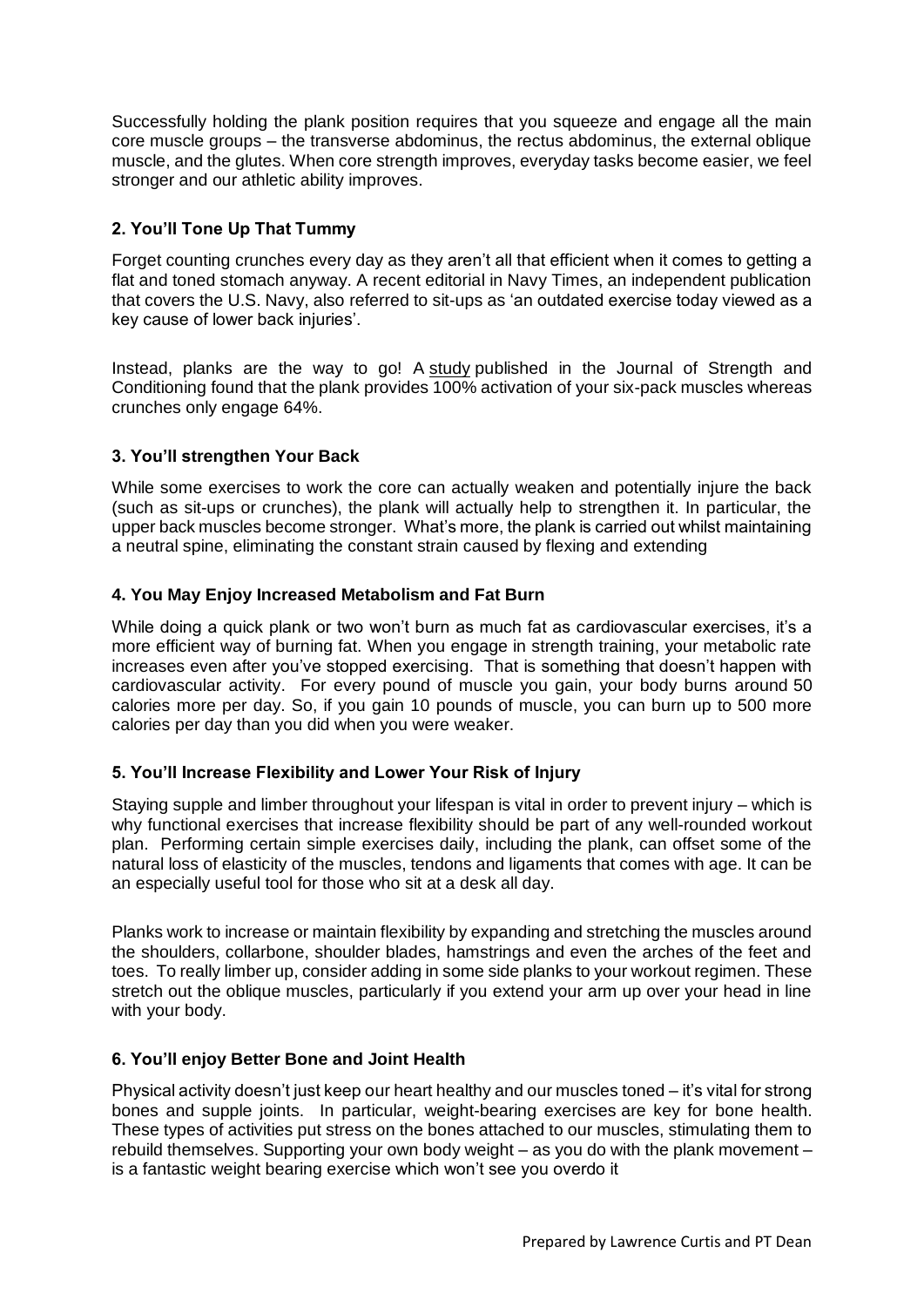Successfully holding the plank position requires that you squeeze and engage all the main core muscle groups – the transverse abdominus, the rectus abdominus, the external oblique muscle, and the glutes. When core strength improves, everyday tasks become easier, we feel stronger and our athletic ability improves.

### 2. You'll Tone Up That Tummy

Forget counting crunches every day as they aren't all that efficient when it comes to getting a flat and toned stomach anyway. A recent editorial in Navy Times, an independent publication that covers the U.S. Navy, also referred to sit-ups as 'an outdated exercise today viewed as a key cause of lower back injuries'.

Instead, planks are the way to go! A study published in the Journal of Strength and Conditioning found that the plank provides 100% activation of your six-pack muscles whereas crunches only engage 64%.

### 3. You'll strengthen Your Back

While some exercises to work the core can actually weaken and potentially injure the back (such as sit-ups or crunches), the plank will actually help to strengthen it. In particular, the upper back muscles become stronger. What's more, the plank is carried out whilst maintaining a neutral spine, eliminating the constant strain caused by flexing and extending

### 4. You May Enjoy Increased Metabolism and Fat Burn

While doing a quick plank or two won't burn as much fat as cardiovascular exercises, it's a more efficient way of burning fat. When you engage in strength training, your metabolic rate increases even after you've stopped exercising. That is something that doesn't happen with cardiovascular activity. For every pound of muscle you gain, your body burns around 50 calories more per day. So, if you gain 10 pounds of muscle, you can burn up to 500 more calories per day than you did when you were weaker.

### 5. You'll Increase Flexibility and Lower Your Risk of Injury

Staying supple and limber throughout your lifespan is vital in order to prevent injury – which is why functional exercises that increase flexibility should be part of any well-rounded workout plan. Performing certain simple exercises daily, including the plank, can offset some of the natural loss of elasticity of the muscles, tendons and ligaments that comes with age. It can be an especially useful tool for those who sit at a desk all day.

Planks work to increase or maintain flexibility by expanding and stretching the muscles around the shoulders, collarbone, shoulder blades, hamstrings and even the arches of the feet and toes. To really limber up, consider adding in some side planks to your workout regimen. These stretch out the oblique muscles, particularly if you extend your arm up over your head in line with your body.

### 6. You'll enjoy Better Bone and Joint Health

Physical activity doesn't just keep our heart healthy and our muscles toned – it's vital for strong bones and supple joints. In particular, weight-bearing exercises are key for bone health. These types of activities put stress on the bones attached to our muscles, stimulating them to rebuild themselves. Supporting your own body weight – as you do with the plank movement – is a fantastic weight bearing exercise which won't see you overdo it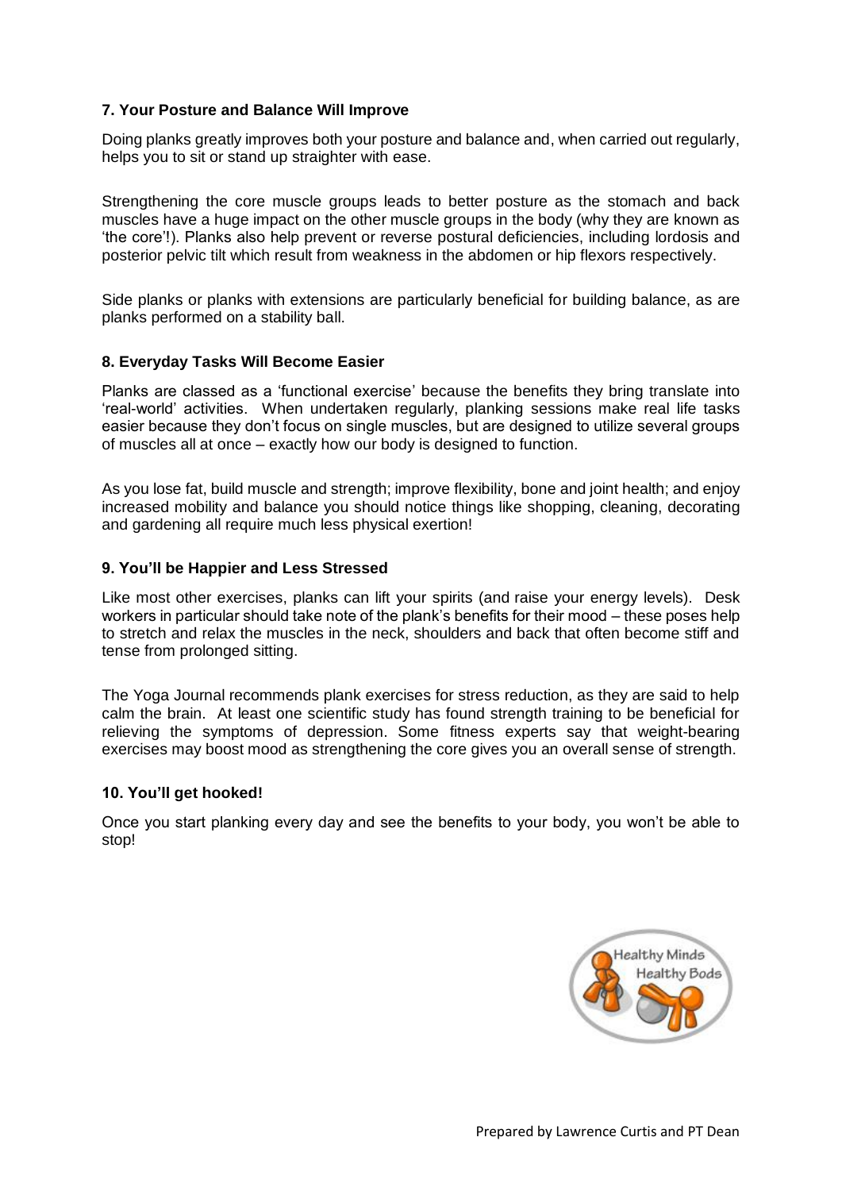### 7. Your Posture and Balance Will Improve

Doing planks greatly improves both your posture and balance and, when carried out regularly, helps you to sit or stand up straighter with ease.

Strengthening the core muscle groups leads to better posture as the stomach and back muscles have a huge impact on the other muscle groups in the body (why they are known as 'the core'!). Planks also help prevent or reverse postural deficiencies, including lordosis and posterior pelvic tilt which result from weakness in the abdomen or hip flexors respectively.

Side planks or planks with extensions are particularly beneficial for building balance, as are planks performed on a stability ball.

### 8. Everyday Tasks Will Become Easier

Planks are classed as a 'functional exercise' because the benefits they bring translate into 'real-world' activities. When undertaken regularly, planking sessions make real life tasks easier because they don't focus on single muscles, but are designed to utilize several groups of muscles all at once – exactly how our body is designed to function.

As you lose fat, build muscle and strength; improve flexibility, bone and joint health; and enjoy increased mobility and balance you should notice things like shopping, cleaning, decorating and gardening all require much less physical exertion!

### 9. You'll be Happier and Less Stressed

Like most other exercises, planks can lift your spirits (and raise your energy levels). Desk workers in particular should take note of the plank's benefits for their mood – these poses help to stretch and relax the muscles in the neck, shoulders and back that often become stiff and tense from prolonged sitting.

The Yoga Journal recommends plank exercises for stress reduction, as they are said to help calm the brain. At least one scientific study has found strength training to be beneficial for relieving the symptoms of depression. Some fitness experts say that weight-bearing exercises may boost mood as strengthening the core gives you an overall sense of strength.

### 10. You'll get hooked!

Once you start planking every day and see the benefits to your body, you won't be able to stop!

Healthy Minds Healthy Bods

Prepared by Lawrence Curtis and PT Dean